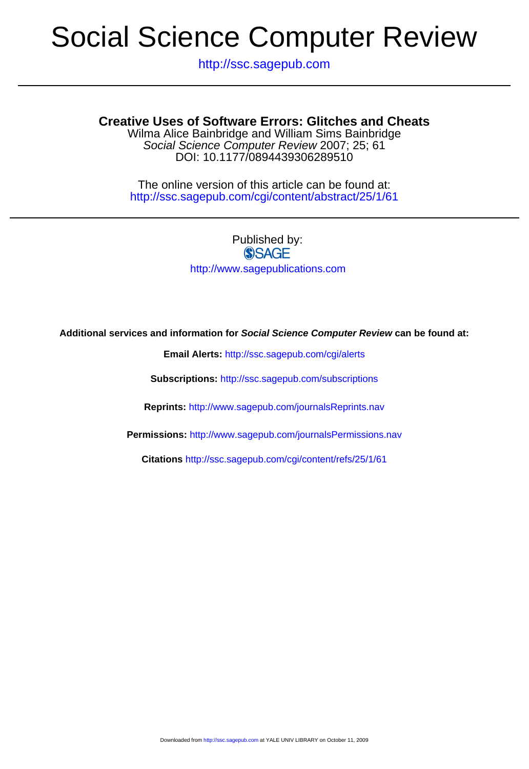# Social Science Computer Review

http://ssc.sagepub.com

## Creative Uses of Software Errors: Glitches and Cheats

Wilma Alice Bainbridge and William Sims Bainbridge
*Social Science Computer Review* 2007; 25; 61
DOI: 10.1177/0894439306289510

The online version of this article can be found at:
http://ssc.sagepub.com/cgi/content/abstract/25/1/61

Published by:
SAGE
http://www.sagepublications.com

**Additional services and information for *Social Science Computer Review* can be found at:**

**Email Alerts:** http://ssc.sagepub.com/cgi/alerts

**Subscriptions:** http://ssc.sagepub.com/subscriptions

**Reprints:** http://www.sagepub.com/journalsReprints.nav

**Permissions:** http://www.sagepub.com/journalsPermissions.nav

**Citations** http://ssc.sagepub.com/cgi/content/refs/25/1/61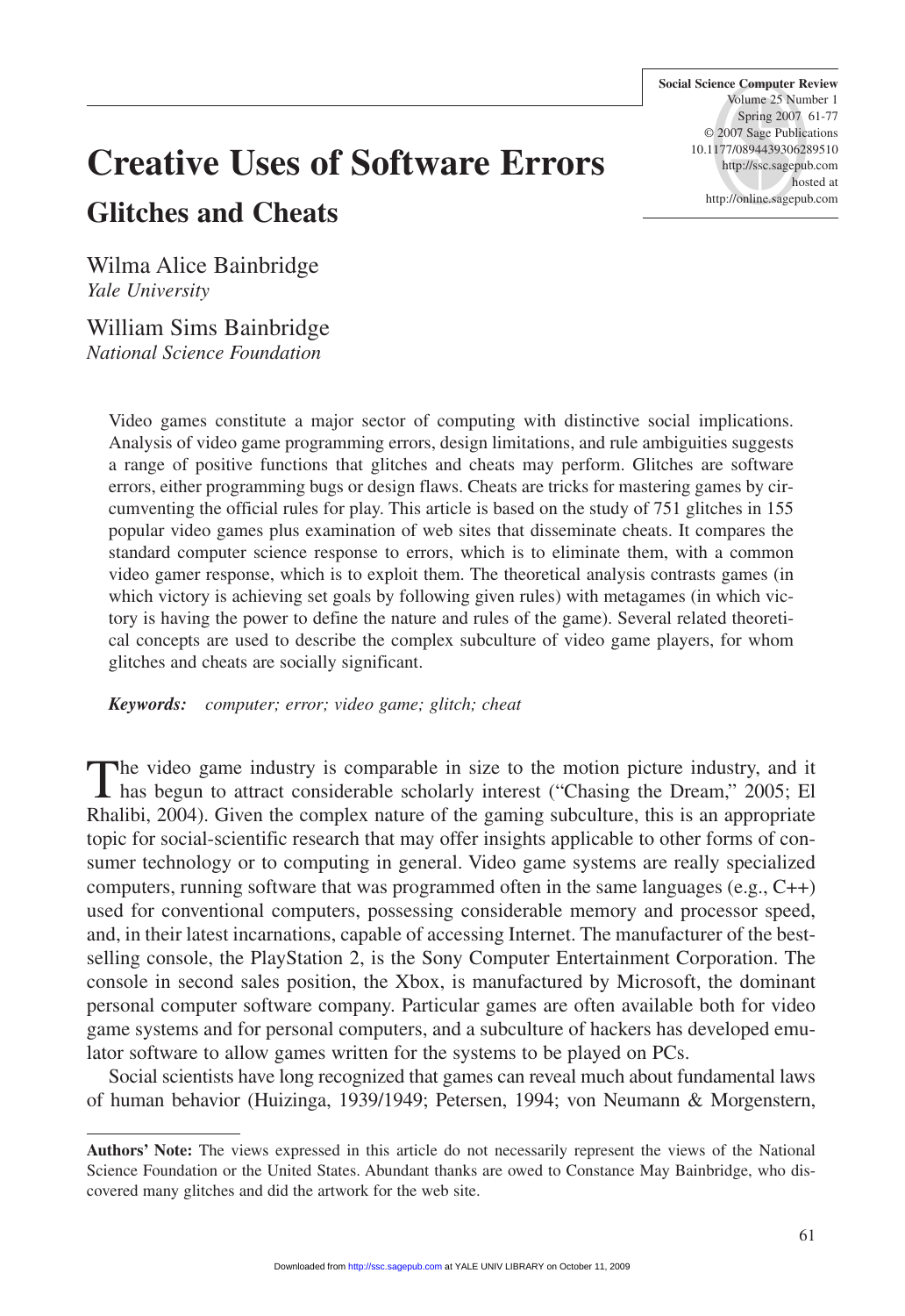# Creative Uses of Software Errors

## Glitches and Cheats

Wilma Alice Bainbridge
*Yale University*

William Sims Bainbridge
*National Science Foundation*

Video games constitute a major sector of computing with distinctive social implications. Analysis of video game programming errors, design limitations, and rule ambiguities suggests a range of positive functions that glitches and cheats may perform. Glitches are software errors, either programming bugs or design flaws. Cheats are tricks for mastering games by circumventing the official rules for play. This article is based on the study of 751 glitches in 155 popular video games plus examination of web sites that disseminate cheats. It compares the standard computer science response to errors, which is to eliminate them, with a common video gamer response, which is to exploit them. The theoretical analysis contrasts games (in which victory is achieving set goals by following given rules) with metagames (in which victory is having the power to define the nature and rules of the game). Several related theoretical concepts are used to describe the complex subculture of video game players, for whom glitches and cheats are socially significant.

***Keywords:*** *computer; error; video game; glitch; cheat*

The video game industry is comparable in size to the motion picture industry, and it has begun to attract considerable scholarly interest ("Chasing the Dream," 2005; El Rhalibi, 2004). Given the complex nature of the gaming subculture, this is an appropriate topic for social-scientific research that may offer insights applicable to other forms of consumer technology or to computing in general. Video game systems are really specialized computers, running software that was programmed often in the same languages (e.g., C++) used for conventional computers, possessing considerable memory and processor speed, and, in their latest incarnations, capable of accessing Internet. The manufacturer of the best-selling console, the PlayStation 2, is the Sony Computer Entertainment Corporation. The console in second sales position, the Xbox, is manufactured by Microsoft, the dominant personal computer software company. Particular games are often available both for video game systems and for personal computers, and a subculture of hackers has developed emulator software to allow games written for the systems to be played on PCs.

Social scientists have long recognized that games can reveal much about fundamental laws of human behavior (Huizinga, 1939/1949; Petersen, 1994; von Neumann & Morgenstern,

**Authors' Note:** The views expressed in this article do not necessarily represent the views of the National Science Foundation or the United States. Abundant thanks are owed to Constance May Bainbridge, who discovered many glitches and did the artwork for the web site.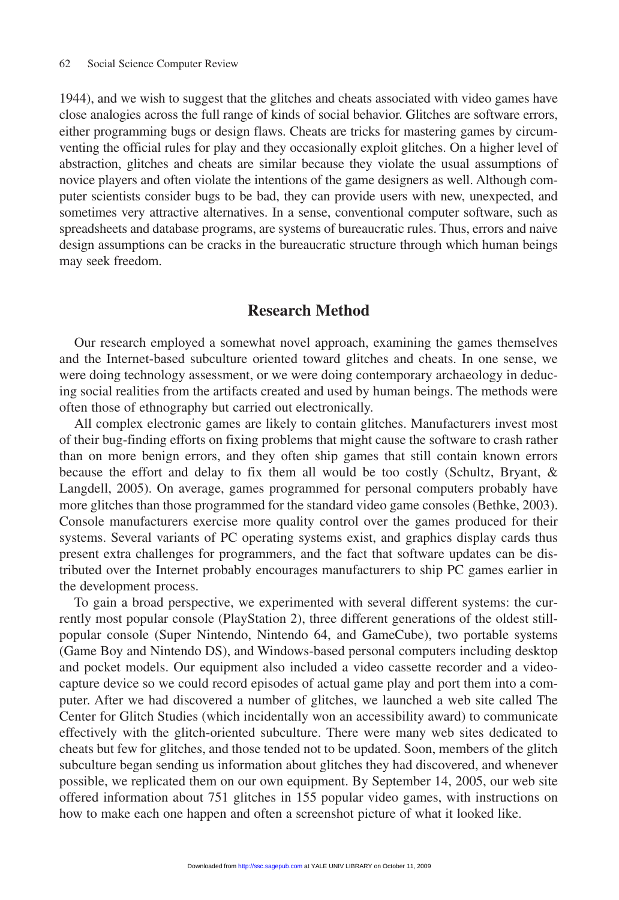1944), and we wish to suggest that the glitches and cheats associated with video games have close analogies across the full range of kinds of social behavior. Glitches are software errors, either programming bugs or design flaws. Cheats are tricks for mastering games by circumventing the official rules for play and they occasionally exploit glitches. On a higher level of abstraction, glitches and cheats are similar because they violate the usual assumptions of novice players and often violate the intentions of the game designers as well. Although computer scientists consider bugs to be bad, they can provide users with new, unexpected, and sometimes very attractive alternatives. In a sense, conventional computer software, such as spreadsheets and database programs, are systems of bureaucratic rules. Thus, errors and naive design assumptions can be cracks in the bureaucratic structure through which human beings may seek freedom.

## Research Method

Our research employed a somewhat novel approach, examining the games themselves and the Internet-based subculture oriented toward glitches and cheats. In one sense, we were doing technology assessment, or we were doing contemporary archaeology in deducing social realities from the artifacts created and used by human beings. The methods were often those of ethnography but carried out electronically.

All complex electronic games are likely to contain glitches. Manufacturers invest most of their bug-finding efforts on fixing problems that might cause the software to crash rather than on more benign errors, and they often ship games that still contain known errors because the effort and delay to fix them all would be too costly (Schultz, Bryant, & Langdell, 2005). On average, games programmed for personal computers probably have more glitches than those programmed for the standard video game consoles (Bethke, 2003). Console manufacturers exercise more quality control over the games produced for their systems. Several variants of PC operating systems exist, and graphics display cards thus present extra challenges for programmers, and the fact that software updates can be distributed over the Internet probably encourages manufacturers to ship PC games earlier in the development process.

To gain a broad perspective, we experimented with several different systems: the currently most popular console (PlayStation 2), three different generations of the oldest still-popular console (Super Nintendo, Nintendo 64, and GameCube), two portable systems (Game Boy and Nintendo DS), and Windows-based personal computers including desktop and pocket models. Our equipment also included a video cassette recorder and a video-capture device so we could record episodes of actual game play and port them into a computer. After we had discovered a number of glitches, we launched a web site called The Center for Glitch Studies (which incidentally won an accessibility award) to communicate effectively with the glitch-oriented subculture. There were many web sites dedicated to cheats but few for glitches, and those tended not to be updated. Soon, members of the glitch subculture began sending us information about glitches they had discovered, and whenever possible, we replicated them on our own equipment. By September 14, 2005, our web site offered information about 751 glitches in 155 popular video games, with instructions on how to make each one happen and often a screenshot picture of what it looked like.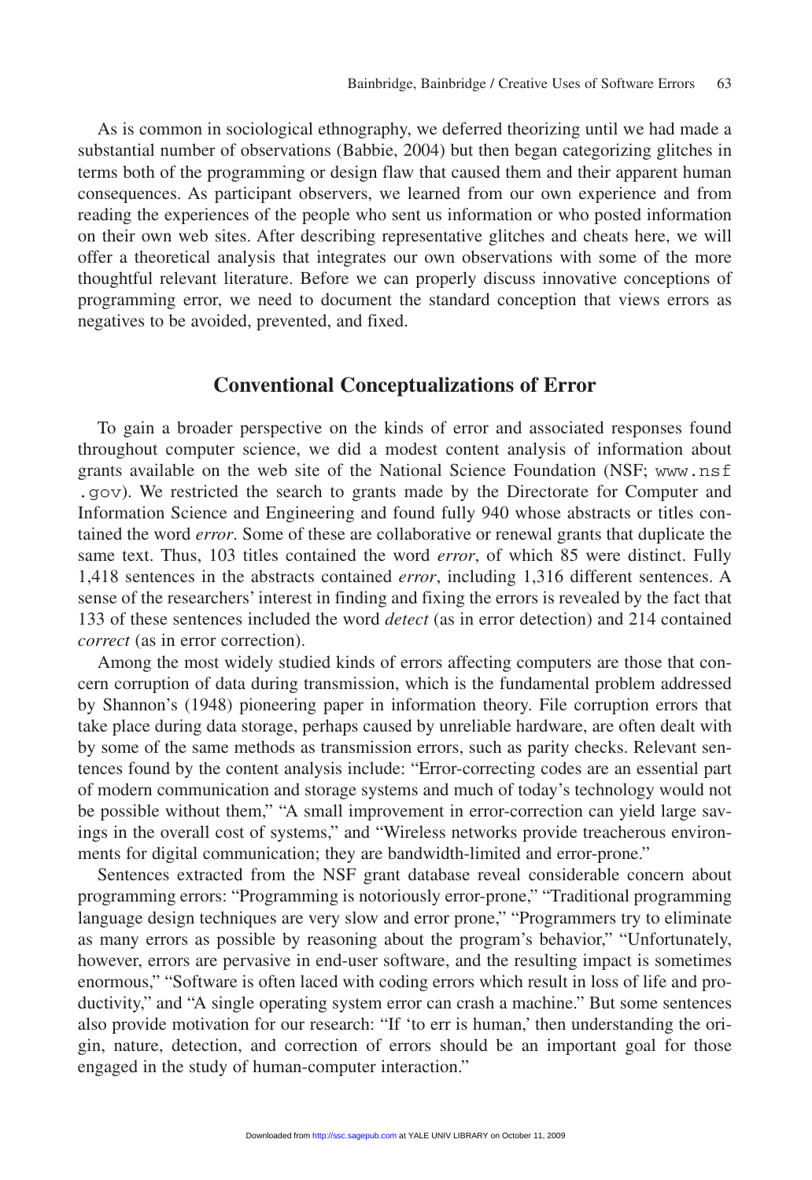As is common in sociological ethnography, we deferred theorizing until we had made a substantial number of observations (Babbie, 2004) but then began categorizing glitches in terms both of the programming or design flaw that caused them and their apparent human consequences. As participant observers, we learned from our own experience and from reading the experiences of the people who sent us information or who posted information on their own web sites. After describing representative glitches and cheats here, we will offer a theoretical analysis that integrates our own observations with some of the more thoughtful relevant literature. Before we can properly discuss innovative conceptions of programming error, we need to document the standard conception that views errors as negatives to be avoided, prevented, and fixed.

## Conventional Conceptualizations of Error

To gain a broader perspective on the kinds of error and associated responses found throughout computer science, we did a modest content analysis of information about grants available on the web site of the National Science Foundation (NSF; `www.nsf.gov`). We restricted the search to grants made by the Directorate for Computer and Information Science and Engineering and found fully 940 whose abstracts or titles contained the word *error*. Some of these are collaborative or renewal grants that duplicate the same text. Thus, 103 titles contained the word *error*, of which 85 were distinct. Fully 1,418 sentences in the abstracts contained *error*, including 1,316 different sentences. A sense of the researchers' interest in finding and fixing the errors is revealed by the fact that 133 of these sentences included the word *detect* (as in error detection) and 214 contained *correct* (as in error correction).

Among the most widely studied kinds of errors affecting computers are those that concern corruption of data during transmission, which is the fundamental problem addressed by Shannon's (1948) pioneering paper in information theory. File corruption errors that take place during data storage, perhaps caused by unreliable hardware, are often dealt with by some of the same methods as transmission errors, such as parity checks. Relevant sentences found by the content analysis include: "Error-correcting codes are an essential part of modern communication and storage systems and much of today's technology would not be possible without them," "A small improvement in error-correction can yield large savings in the overall cost of systems," and "Wireless networks provide treacherous environments for digital communication; they are bandwidth-limited and error-prone."

Sentences extracted from the NSF grant database reveal considerable concern about programming errors: "Programming is notoriously error-prone," "Traditional programming language design techniques are very slow and error prone," "Programmers try to eliminate as many errors as possible by reasoning about the program's behavior," "Unfortunately, however, errors are pervasive in end-user software, and the resulting impact is sometimes enormous," "Software is often laced with coding errors which result in loss of life and productivity," and "A single operating system error can crash a machine." But some sentences also provide motivation for our research: "If 'to err is human,' then understanding the origin, nature, detection, and correction of errors should be an important goal for those engaged in the study of human-computer interaction."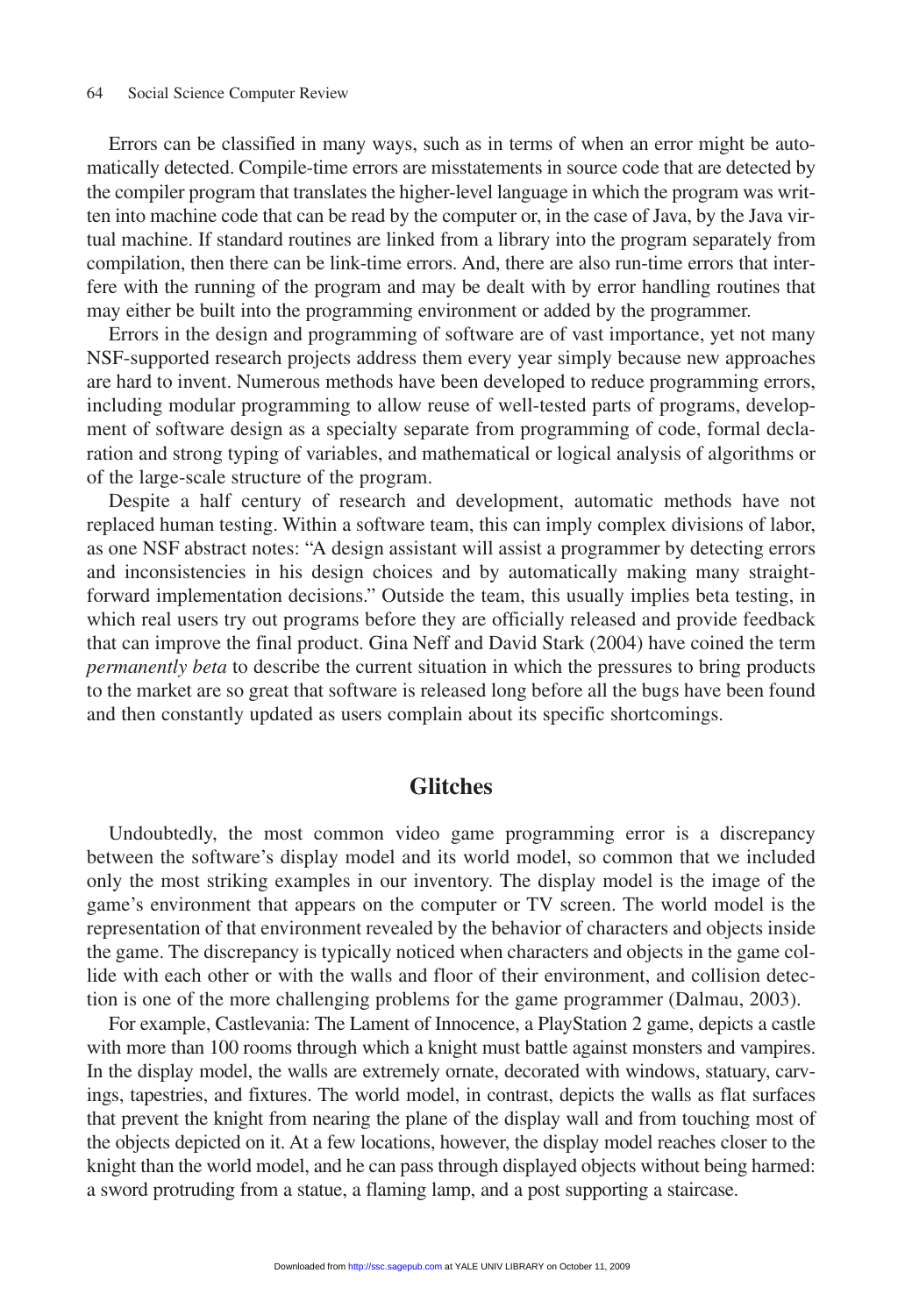Errors can be classified in many ways, such as in terms of when an error might be automatically detected. Compile-time errors are misstatements in source code that are detected by the compiler program that translates the higher-level language in which the program was written into machine code that can be read by the computer or, in the case of Java, by the Java virtual machine. If standard routines are linked from a library into the program separately from compilation, then there can be link-time errors. And, there are also run-time errors that interfere with the running of the program and may be dealt with by error handling routines that may either be built into the programming environment or added by the programmer.

Errors in the design and programming of software are of vast importance, yet not many NSF-supported research projects address them every year simply because new approaches are hard to invent. Numerous methods have been developed to reduce programming errors, including modular programming to allow reuse of well-tested parts of programs, development of software design as a specialty separate from programming of code, formal declaration and strong typing of variables, and mathematical or logical analysis of algorithms or of the large-scale structure of the program.

Despite a half century of research and development, automatic methods have not replaced human testing. Within a software team, this can imply complex divisions of labor, as one NSF abstract notes: "A design assistant will assist a programmer by detecting errors and inconsistencies in his design choices and by automatically making many straightforward implementation decisions." Outside the team, this usually implies beta testing, in which real users try out programs before they are officially released and provide feedback that can improve the final product. Gina Neff and David Stark (2004) have coined the term *permanently beta* to describe the current situation in which the pressures to bring products to the market are so great that software is released long before all the bugs have been found and then constantly updated as users complain about its specific shortcomings.

## Glitches

Undoubtedly, the most common video game programming error is a discrepancy between the software's display model and its world model, so common that we included only the most striking examples in our inventory. The display model is the image of the game's environment that appears on the computer or TV screen. The world model is the representation of that environment revealed by the behavior of characters and objects inside the game. The discrepancy is typically noticed when characters and objects in the game collide with each other or with the walls and floor of their environment, and collision detection is one of the more challenging problems for the game programmer (Dalmau, 2003).

For example, Castlevania: The Lament of Innocence, a PlayStation 2 game, depicts a castle with more than 100 rooms through which a knight must battle against monsters and vampires. In the display model, the walls are extremely ornate, decorated with windows, statuary, carvings, tapestries, and fixtures. The world model, in contrast, depicts the walls as flat surfaces that prevent the knight from nearing the plane of the display wall and from touching most of the objects depicted on it. At a few locations, however, the display model reaches closer to the knight than the world model, and he can pass through displayed objects without being harmed: a sword protruding from a statue, a flaming lamp, and a post supporting a staircase.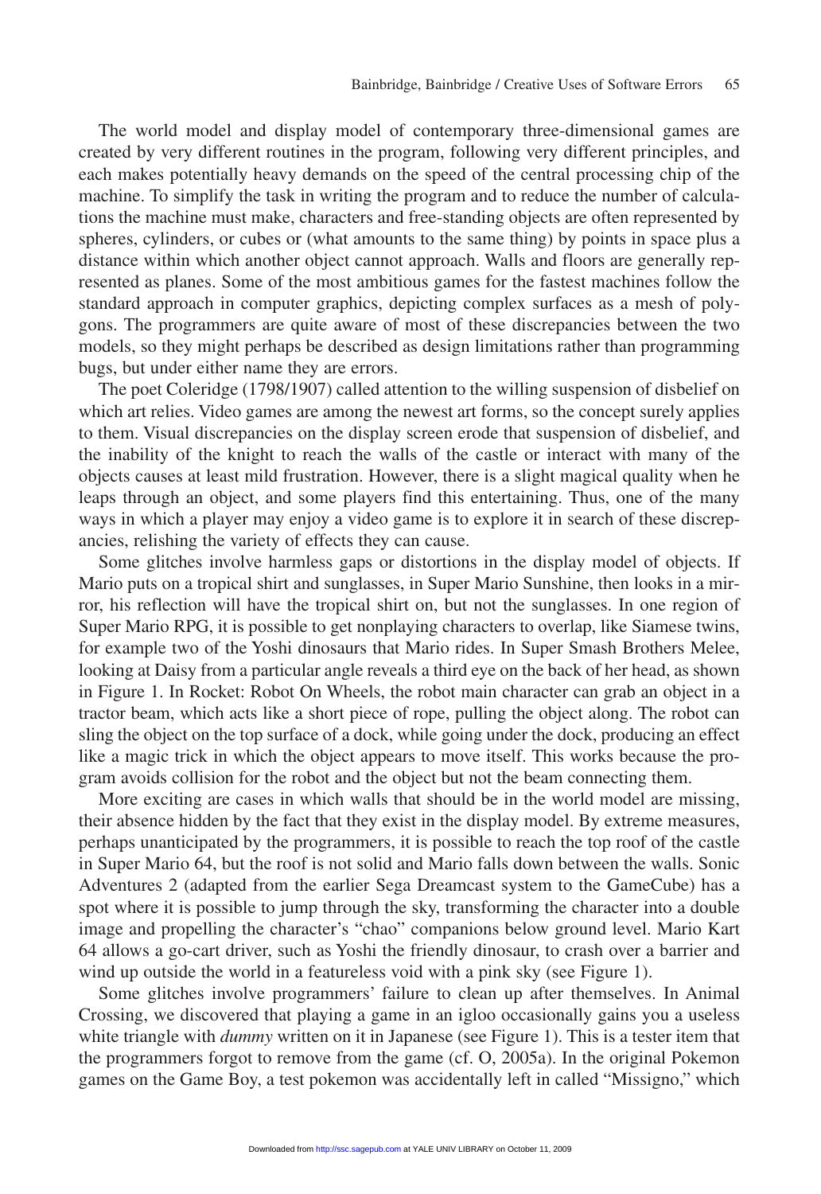The world model and display model of contemporary three-dimensional games are created by very different routines in the program, following very different principles, and each makes potentially heavy demands on the speed of the central processing chip of the machine. To simplify the task in writing the program and to reduce the number of calculations the machine must make, characters and free-standing objects are often represented by spheres, cylinders, or cubes or (what amounts to the same thing) by points in space plus a distance within which another object cannot approach. Walls and floors are generally represented as planes. Some of the most ambitious games for the fastest machines follow the standard approach in computer graphics, depicting complex surfaces as a mesh of polygons. The programmers are quite aware of most of these discrepancies between the two models, so they might perhaps be described as design limitations rather than programming bugs, but under either name they are errors.

The poet Coleridge (1798/1907) called attention to the willing suspension of disbelief on which art relies. Video games are among the newest art forms, so the concept surely applies to them. Visual discrepancies on the display screen erode that suspension of disbelief, and the inability of the knight to reach the walls of the castle or interact with many of the objects causes at least mild frustration. However, there is a slight magical quality when he leaps through an object, and some players find this entertaining. Thus, one of the many ways in which a player may enjoy a video game is to explore it in search of these discrepancies, relishing the variety of effects they can cause.

Some glitches involve harmless gaps or distortions in the display model of objects. If Mario puts on a tropical shirt and sunglasses, in Super Mario Sunshine, then looks in a mirror, his reflection will have the tropical shirt on, but not the sunglasses. In one region of Super Mario RPG, it is possible to get nonplaying characters to overlap, like Siamese twins, for example two of the Yoshi dinosaurs that Mario rides. In Super Smash Brothers Melee, looking at Daisy from a particular angle reveals a third eye on the back of her head, as shown in Figure 1. In Rocket: Robot On Wheels, the robot main character can grab an object in a tractor beam, which acts like a short piece of rope, pulling the object along. The robot can sling the object on the top surface of a dock, while going under the dock, producing an effect like a magic trick in which the object appears to move itself. This works because the program avoids collision for the robot and the object but not the beam connecting them.

More exciting are cases in which walls that should be in the world model are missing, their absence hidden by the fact that they exist in the display model. By extreme measures, perhaps unanticipated by the programmers, it is possible to reach the top roof of the castle in Super Mario 64, but the roof is not solid and Mario falls down between the walls. Sonic Adventures 2 (adapted from the earlier Sega Dreamcast system to the GameCube) has a spot where it is possible to jump through the sky, transforming the character into a double image and propelling the character's "chao" companions below ground level. Mario Kart 64 allows a go-cart driver, such as Yoshi the friendly dinosaur, to crash over a barrier and wind up outside the world in a featureless void with a pink sky (see Figure 1).

Some glitches involve programmers' failure to clean up after themselves. In Animal Crossing, we discovered that playing a game in an igloo occasionally gains you a useless white triangle with *dummy* written on it in Japanese (see Figure 1). This is a tester item that the programmers forgot to remove from the game (cf. O, 2005a). In the original Pokemon games on the Game Boy, a test pokemon was accidentally left in called "Missigno," which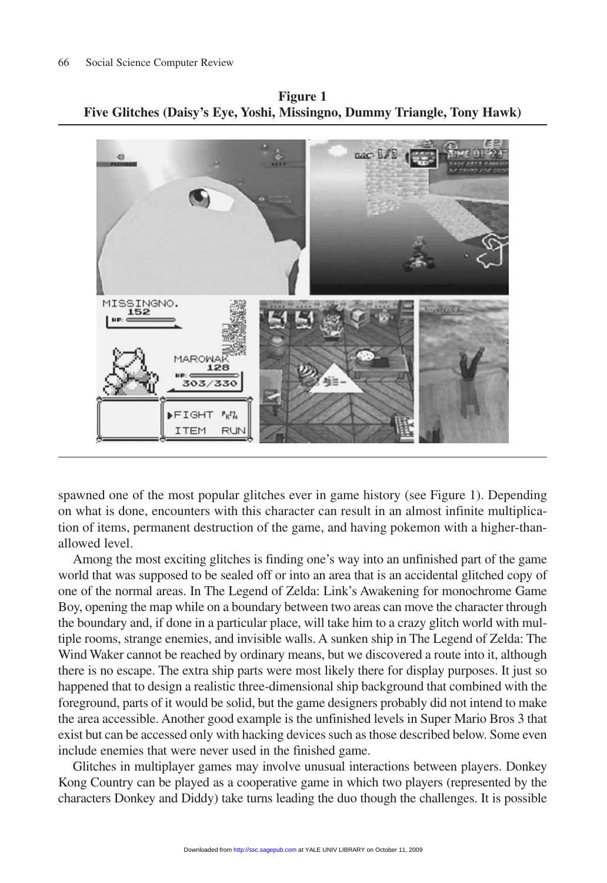**Figure 1**
**Five Glitches (Daisy's Eye, Yoshi, Missingno, Dummy Triangle, Tony Hawk)**

spawned one of the most popular glitches ever in game history (see Figure 1). Depending on what is done, encounters with this character can result in an almost infinite multiplication of items, permanent destruction of the game, and having pokemon with a higher-than-allowed level.

Among the most exciting glitches is finding one's way into an unfinished part of the game world that was supposed to be sealed off or into an area that is an accidental glitched copy of one of the normal areas. In The Legend of Zelda: Link's Awakening for monochrome Game Boy, opening the map while on a boundary between two areas can move the character through the boundary and, if done in a particular place, will take him to a crazy glitch world with multiple rooms, strange enemies, and invisible walls. A sunken ship in The Legend of Zelda: The Wind Waker cannot be reached by ordinary means, but we discovered a route into it, although there is no escape. The extra ship parts were most likely there for display purposes. It just so happened that to design a realistic three-dimensional ship background that combined with the foreground, parts of it would be solid, but the game designers probably did not intend to make the area accessible. Another good example is the unfinished levels in Super Mario Bros 3 that exist but can be accessed only with hacking devices such as those described below. Some even include enemies that were never used in the finished game.

Glitches in multiplayer games may involve unusual interactions between players. Donkey Kong Country can be played as a cooperative game in which two players (represented by the characters Donkey and Diddy) take turns leading the duo though the challenges. It is possible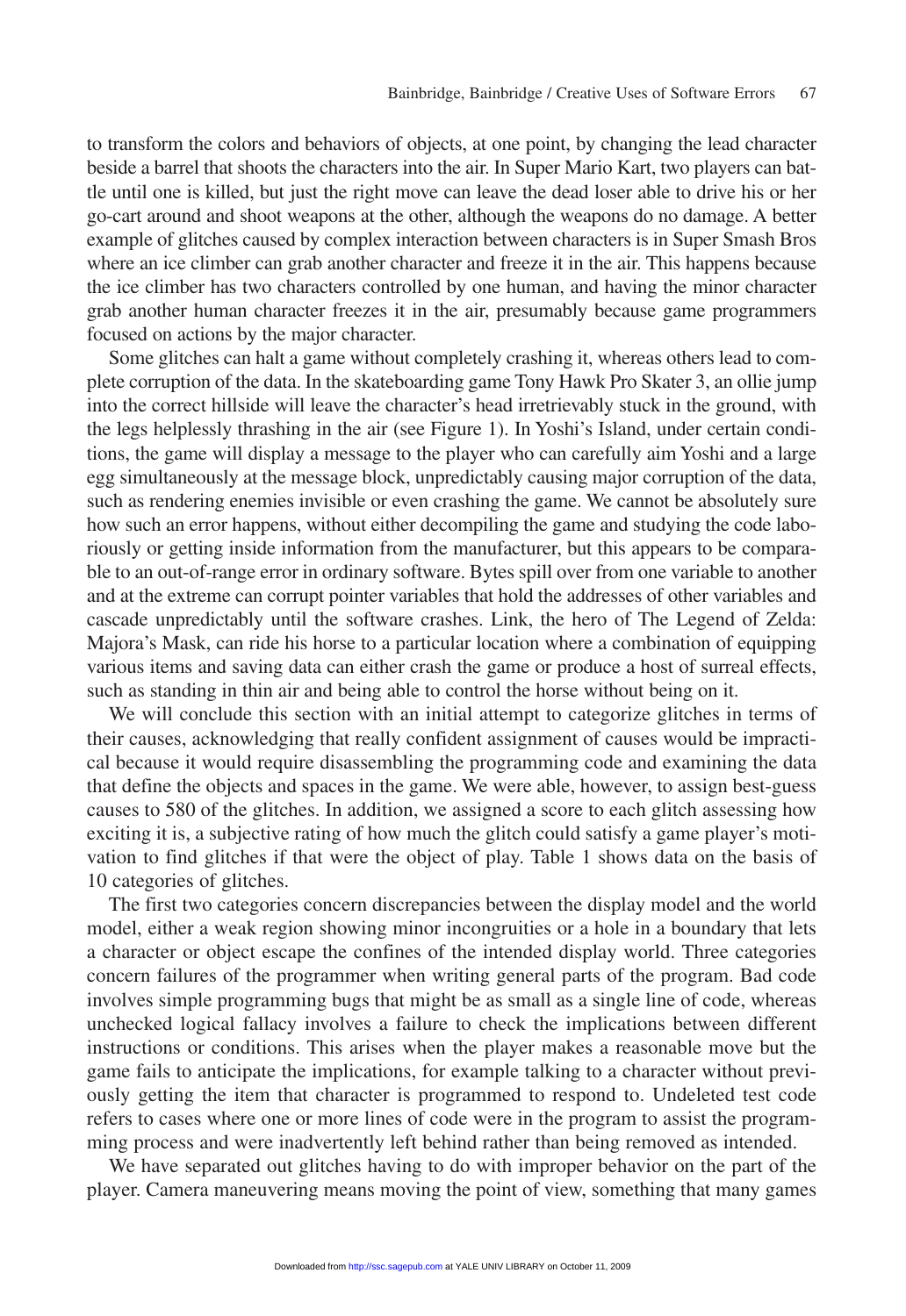to transform the colors and behaviors of objects, at one point, by changing the lead character beside a barrel that shoots the characters into the air. In Super Mario Kart, two players can battle until one is killed, but just the right move can leave the dead loser able to drive his or her go-cart around and shoot weapons at the other, although the weapons do no damage. A better example of glitches caused by complex interaction between characters is in Super Smash Bros where an ice climber can grab another character and freeze it in the air. This happens because the ice climber has two characters controlled by one human, and having the minor character grab another human character freezes it in the air, presumably because game programmers focused on actions by the major character.

Some glitches can halt a game without completely crashing it, whereas others lead to complete corruption of the data. In the skateboarding game Tony Hawk Pro Skater 3, an ollie jump into the correct hillside will leave the character's head irretrievably stuck in the ground, with the legs helplessly thrashing in the air (see Figure 1). In Yoshi's Island, under certain conditions, the game will display a message to the player who can carefully aim Yoshi and a large egg simultaneously at the message block, unpredictably causing major corruption of the data, such as rendering enemies invisible or even crashing the game. We cannot be absolutely sure how such an error happens, without either decompiling the game and studying the code laboriously or getting inside information from the manufacturer, but this appears to be comparable to an out-of-range error in ordinary software. Bytes spill over from one variable to another and at the extreme can corrupt pointer variables that hold the addresses of other variables and cascade unpredictably until the software crashes. Link, the hero of The Legend of Zelda: Majora's Mask, can ride his horse to a particular location where a combination of equipping various items and saving data can either crash the game or produce a host of surreal effects, such as standing in thin air and being able to control the horse without being on it.

We will conclude this section with an initial attempt to categorize glitches in terms of their causes, acknowledging that really confident assignment of causes would be impractical because it would require disassembling the programming code and examining the data that define the objects and spaces in the game. We were able, however, to assign best-guess causes to 580 of the glitches. In addition, we assigned a score to each glitch assessing how exciting it is, a subjective rating of how much the glitch could satisfy a game player's motivation to find glitches if that were the object of play. Table 1 shows data on the basis of 10 categories of glitches.

The first two categories concern discrepancies between the display model and the world model, either a weak region showing minor incongruities or a hole in a boundary that lets a character or object escape the confines of the intended display world. Three categories concern failures of the programmer when writing general parts of the program. Bad code involves simple programming bugs that might be as small as a single line of code, whereas unchecked logical fallacy involves a failure to check the implications between different instructions or conditions. This arises when the player makes a reasonable move but the game fails to anticipate the implications, for example talking to a character without previously getting the item that character is programmed to respond to. Undeleted test code refers to cases where one or more lines of code were in the program to assist the programming process and were inadvertently left behind rather than being removed as intended.

We have separated out glitches having to do with improper behavior on the part of the player. Camera maneuvering means moving the point of view, something that many games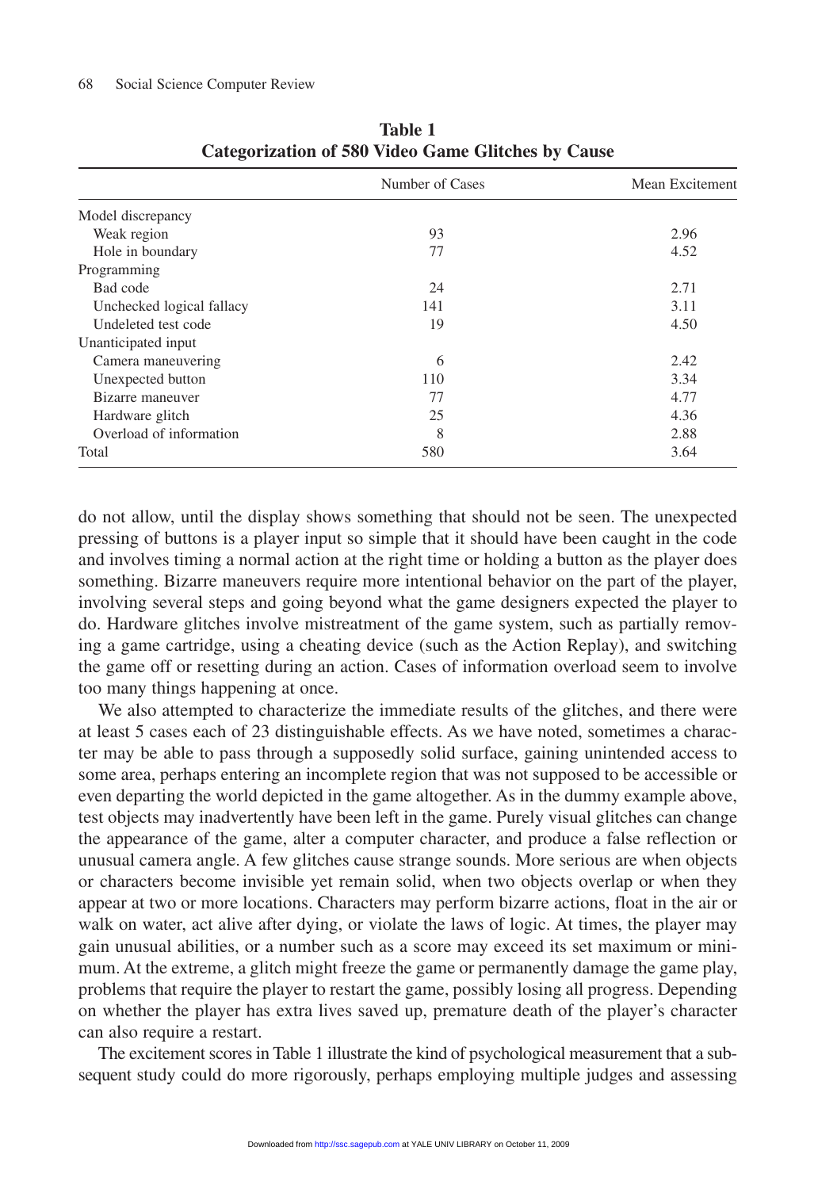**Table 1**
**Categorization of 580 Video Game Glitches by Cause**

| | Number of Cases | Mean Excitement |
|---|---|---|
| Model discrepancy | | |
| Weak region | 93 | 2.96 |
| Hole in boundary | 77 | 4.52 |
| Programming | | |
| Bad code | 24 | 2.71 |
| Unchecked logical fallacy | 141 | 3.11 |
| Undeleted test code | 19 | 4.50 |
| Unanticipated input | | |
| Camera maneuvering | 6 | 2.42 |
| Unexpected button | 110 | 3.34 |
| Bizarre maneuver | 77 | 4.77 |
| Hardware glitch | 25 | 4.36 |
| Overload of information | 8 | 2.88 |
| Total | 580 | 3.64 |

do not allow, until the display shows something that should not be seen. The unexpected pressing of buttons is a player input so simple that it should have been caught in the code and involves timing a normal action at the right time or holding a button as the player does something. Bizarre maneuvers require more intentional behavior on the part of the player, involving several steps and going beyond what the game designers expected the player to do. Hardware glitches involve mistreatment of the game system, such as partially removing a game cartridge, using a cheating device (such as the Action Replay), and switching the game off or resetting during an action. Cases of information overload seem to involve too many things happening at once.

We also attempted to characterize the immediate results of the glitches, and there were at least 5 cases each of 23 distinguishable effects. As we have noted, sometimes a character may be able to pass through a supposedly solid surface, gaining unintended access to some area, perhaps entering an incomplete region that was not supposed to be accessible or even departing the world depicted in the game altogether. As in the dummy example above, test objects may inadvertently have been left in the game. Purely visual glitches can change the appearance of the game, alter a computer character, and produce a false reflection or unusual camera angle. A few glitches cause strange sounds. More serious are when objects or characters become invisible yet remain solid, when two objects overlap or when they appear at two or more locations. Characters may perform bizarre actions, float in the air or walk on water, act alive after dying, or violate the laws of logic. At times, the player may gain unusual abilities, or a number such as a score may exceed its set maximum or minimum. At the extreme, a glitch might freeze the game or permanently damage the game play, problems that require the player to restart the game, possibly losing all progress. Depending on whether the player has extra lives saved up, premature death of the player's character can also require a restart.

The excitement scores in Table 1 illustrate the kind of psychological measurement that a subsequent study could do more rigorously, perhaps employing multiple judges and assessing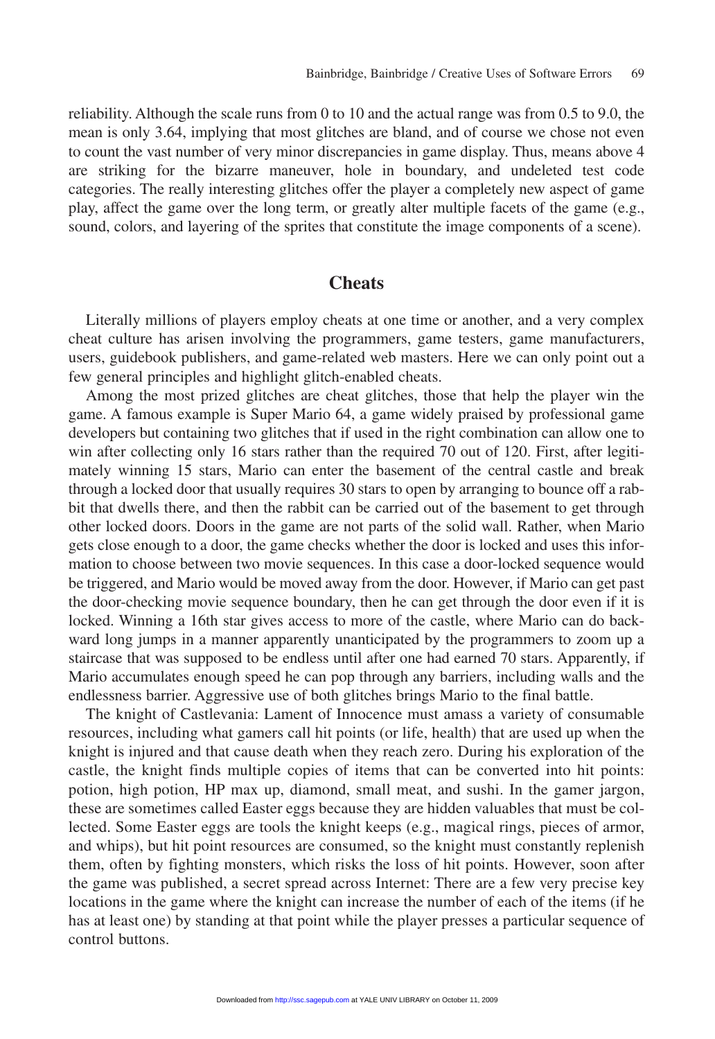reliability. Although the scale runs from 0 to 10 and the actual range was from 0.5 to 9.0, the mean is only 3.64, implying that most glitches are bland, and of course we chose not even to count the vast number of very minor discrepancies in game display. Thus, means above 4 are striking for the bizarre maneuver, hole in boundary, and undeleted test code categories. The really interesting glitches offer the player a completely new aspect of game play, affect the game over the long term, or greatly alter multiple facets of the game (e.g., sound, colors, and layering of the sprites that constitute the image components of a scene).

## Cheats

Literally millions of players employ cheats at one time or another, and a very complex cheat culture has arisen involving the programmers, game testers, game manufacturers, users, guidebook publishers, and game-related web masters. Here we can only point out a few general principles and highlight glitch-enabled cheats.

Among the most prized glitches are cheat glitches, those that help the player win the game. A famous example is Super Mario 64, a game widely praised by professional game developers but containing two glitches that if used in the right combination can allow one to win after collecting only 16 stars rather than the required 70 out of 120. First, after legitimately winning 15 stars, Mario can enter the basement of the central castle and break through a locked door that usually requires 30 stars to open by arranging to bounce off a rabbit that dwells there, and then the rabbit can be carried out of the basement to get through other locked doors. Doors in the game are not parts of the solid wall. Rather, when Mario gets close enough to a door, the game checks whether the door is locked and uses this information to choose between two movie sequences. In this case a door-locked sequence would be triggered, and Mario would be moved away from the door. However, if Mario can get past the door-checking movie sequence boundary, then he can get through the door even if it is locked. Winning a 16th star gives access to more of the castle, where Mario can do backward long jumps in a manner apparently unanticipated by the programmers to zoom up a staircase that was supposed to be endless until after one had earned 70 stars. Apparently, if Mario accumulates enough speed he can pop through any barriers, including walls and the endlessness barrier. Aggressive use of both glitches brings Mario to the final battle.

The knight of Castlevania: Lament of Innocence must amass a variety of consumable resources, including what gamers call hit points (or life, health) that are used up when the knight is injured and that cause death when they reach zero. During his exploration of the castle, the knight finds multiple copies of items that can be converted into hit points: potion, high potion, HP max up, diamond, small meat, and sushi. In the gamer jargon, these are sometimes called Easter eggs because they are hidden valuables that must be collected. Some Easter eggs are tools the knight keeps (e.g., magical rings, pieces of armor, and whips), but hit point resources are consumed, so the knight must constantly replenish them, often by fighting monsters, which risks the loss of hit points. However, soon after the game was published, a secret spread across Internet: There are a few very precise key locations in the game where the knight can increase the number of each of the items (if he has at least one) by standing at that point while the player presses a particular sequence of control buttons.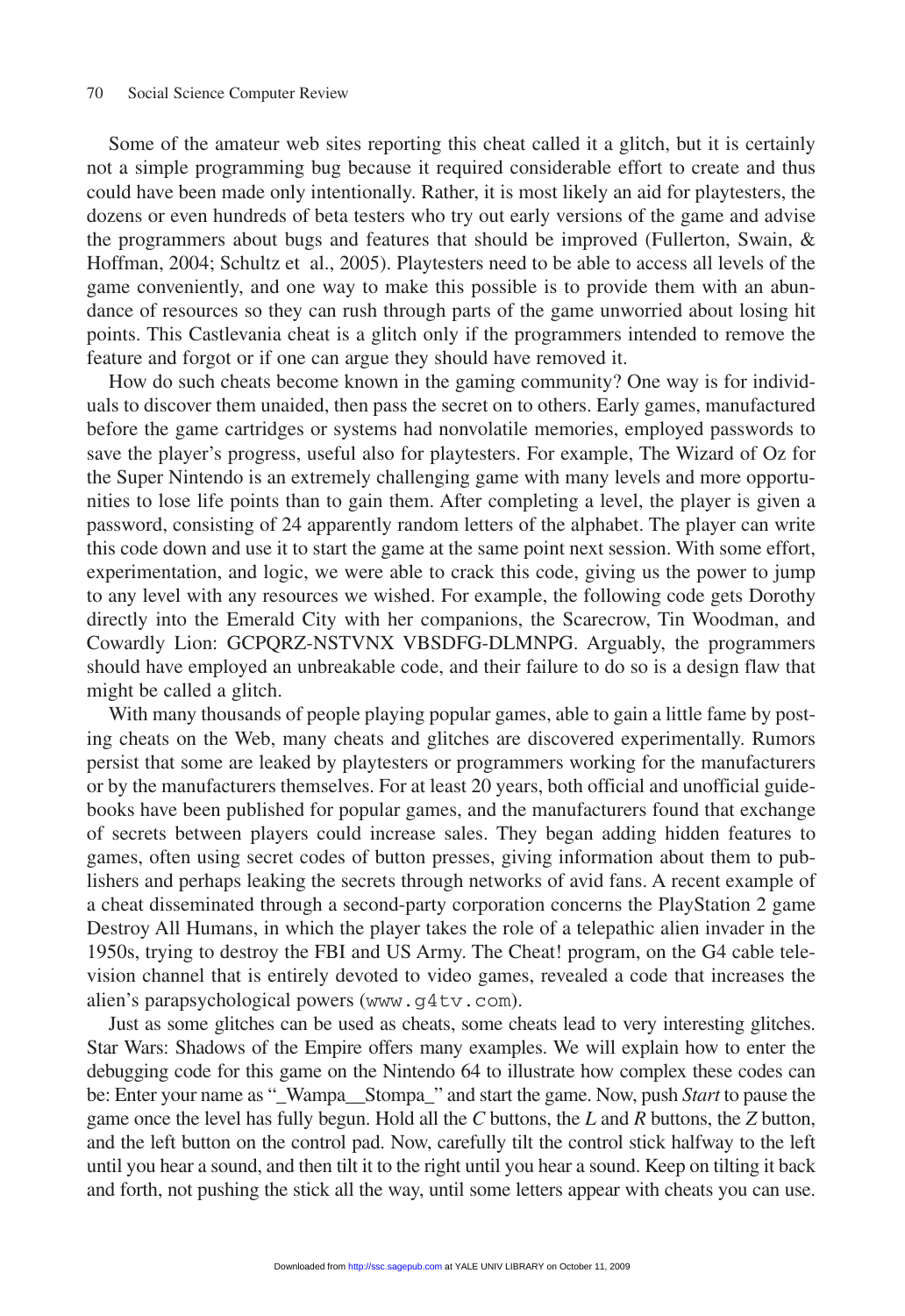Some of the amateur web sites reporting this cheat called it a glitch, but it is certainly not a simple programming bug because it required considerable effort to create and thus could have been made only intentionally. Rather, it is most likely an aid for playtesters, the dozens or even hundreds of beta testers who try out early versions of the game and advise the programmers about bugs and features that should be improved (Fullerton, Swain, & Hoffman, 2004; Schultz et al., 2005). Playtesters need to be able to access all levels of the game conveniently, and one way to make this possible is to provide them with an abundance of resources so they can rush through parts of the game unworried about losing hit points. This Castlevania cheat is a glitch only if the programmers intended to remove the feature and forgot or if one can argue they should have removed it.

How do such cheats become known in the gaming community? One way is for individuals to discover them unaided, then pass the secret on to others. Early games, manufactured before the game cartridges or systems had nonvolatile memories, employed passwords to save the player's progress, useful also for playtesters. For example, The Wizard of Oz for the Super Nintendo is an extremely challenging game with many levels and more opportunities to lose life points than to gain them. After completing a level, the player is given a password, consisting of 24 apparently random letters of the alphabet. The player can write this code down and use it to start the game at the same point next session. With some effort, experimentation, and logic, we were able to crack this code, giving us the power to jump to any level with any resources we wished. For example, the following code gets Dorothy directly into the Emerald City with her companions, the Scarecrow, Tin Woodman, and Cowardly Lion: GCPQRZ-NSTVNX VBSDFG-DLMNPG. Arguably, the programmers should have employed an unbreakable code, and their failure to do so is a design flaw that might be called a glitch.

With many thousands of people playing popular games, able to gain a little fame by posting cheats on the Web, many cheats and glitches are discovered experimentally. Rumors persist that some are leaked by playtesters or programmers working for the manufacturers or by the manufacturers themselves. For at least 20 years, both official and unofficial guidebooks have been published for popular games, and the manufacturers found that exchange of secrets between players could increase sales. They began adding hidden features to games, often using secret codes of button presses, giving information about them to publishers and perhaps leaking the secrets through networks of avid fans. A recent example of a cheat disseminated through a second-party corporation concerns the PlayStation 2 game Destroy All Humans, in which the player takes the role of a telepathic alien invader in the 1950s, trying to destroy the FBI and US Army. The Cheat! program, on the G4 cable television channel that is entirely devoted to video games, revealed a code that increases the alien's parapsychological powers (`www.g4tv.com`).

Just as some glitches can be used as cheats, some cheats lead to very interesting glitches. Star Wars: Shadows of the Empire offers many examples. We will explain how to enter the debugging code for this game on the Nintendo 64 to illustrate how complex these codes can be: Enter your name as "_Wampa__Stompa_" and start the game. Now, push *Start* to pause the game once the level has fully begun. Hold all the *C* buttons, the *L* and *R* buttons, the *Z* button, and the left button on the control pad. Now, carefully tilt the control stick halfway to the left until you hear a sound, and then tilt it to the right until you hear a sound. Keep on tilting it back and forth, not pushing the stick all the way, until some letters appear with cheats you can use.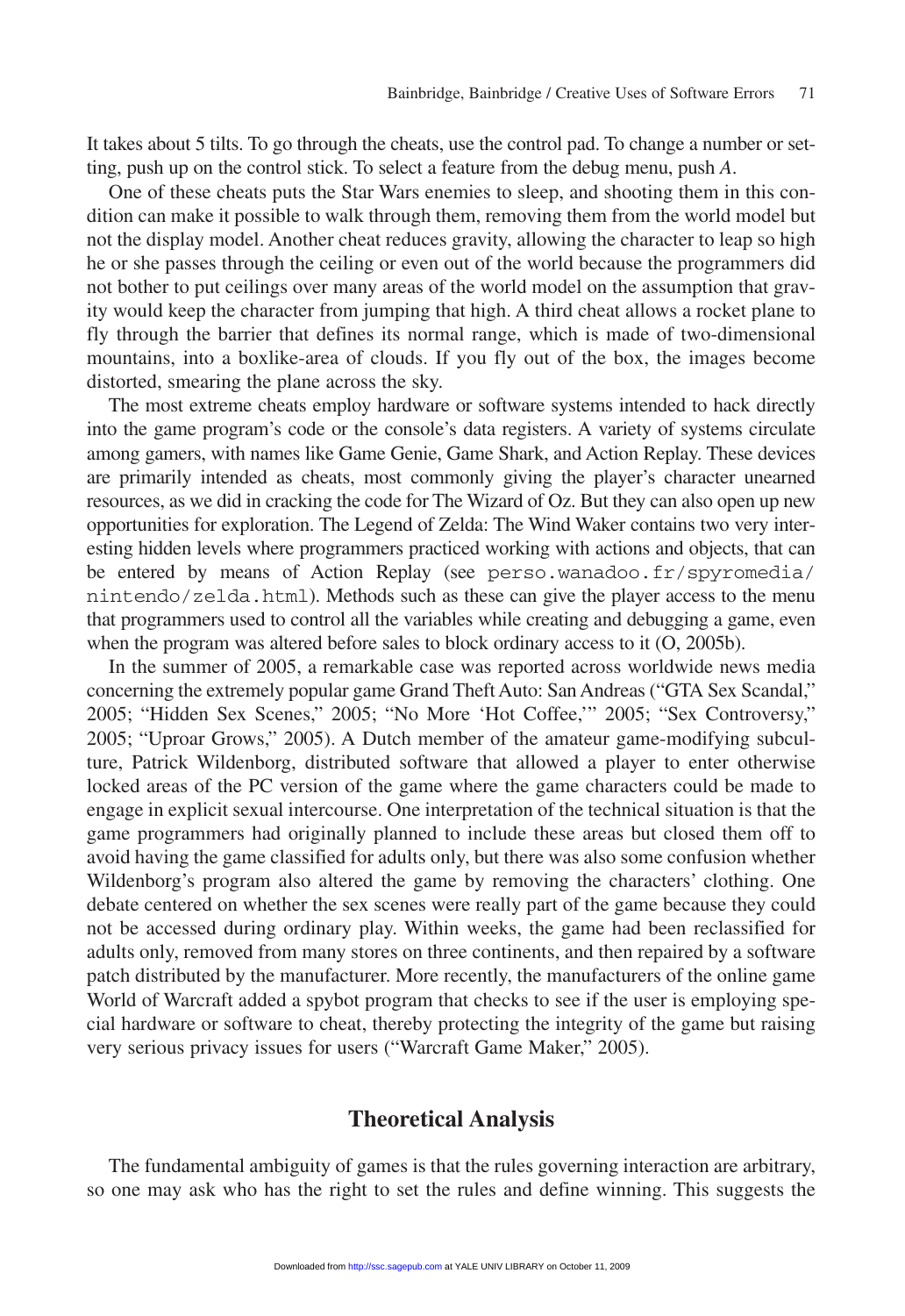It takes about 5 tilts. To go through the cheats, use the control pad. To change a number or setting, push up on the control stick. To select a feature from the debug menu, push *A*.

One of these cheats puts the Star Wars enemies to sleep, and shooting them in this condition can make it possible to walk through them, removing them from the world model but not the display model. Another cheat reduces gravity, allowing the character to leap so high he or she passes through the ceiling or even out of the world because the programmers did not bother to put ceilings over many areas of the world model on the assumption that gravity would keep the character from jumping that high. A third cheat allows a rocket plane to fly through the barrier that defines its normal range, which is made of two-dimensional mountains, into a boxlike-area of clouds. If you fly out of the box, the images become distorted, smearing the plane across the sky.

The most extreme cheats employ hardware or software systems intended to hack directly into the game program's code or the console's data registers. A variety of systems circulate among gamers, with names like Game Genie, Game Shark, and Action Replay. These devices are primarily intended as cheats, most commonly giving the player's character unearned resources, as we did in cracking the code for The Wizard of Oz. But they can also open up new opportunities for exploration. The Legend of Zelda: The Wind Waker contains two very interesting hidden levels where programmers practiced working with actions and objects, that can be entered by means of Action Replay (see `perso.wanadoo.fr/spyromedia/nintendo/zelda.html`). Methods such as these can give the player access to the menu that programmers used to control all the variables while creating and debugging a game, even when the program was altered before sales to block ordinary access to it (O, 2005b).

In the summer of 2005, a remarkable case was reported across worldwide news media concerning the extremely popular game Grand Theft Auto: San Andreas ("GTA Sex Scandal," 2005; "Hidden Sex Scenes," 2005; "No More 'Hot Coffee,'" 2005; "Sex Controversy," 2005; "Uproar Grows," 2005). A Dutch member of the amateur game-modifying subculture, Patrick Wildenborg, distributed software that allowed a player to enter otherwise locked areas of the PC version of the game where the game characters could be made to engage in explicit sexual intercourse. One interpretation of the technical situation is that the game programmers had originally planned to include these areas but closed them off to avoid having the game classified for adults only, but there was also some confusion whether Wildenborg's program also altered the game by removing the characters' clothing. One debate centered on whether the sex scenes were really part of the game because they could not be accessed during ordinary play. Within weeks, the game had been reclassified for adults only, removed from many stores on three continents, and then repaired by a software patch distributed by the manufacturer. More recently, the manufacturers of the online game World of Warcraft added a spybot program that checks to see if the user is employing special hardware or software to cheat, thereby protecting the integrity of the game but raising very serious privacy issues for users ("Warcraft Game Maker," 2005).

## Theoretical Analysis

The fundamental ambiguity of games is that the rules governing interaction are arbitrary, so one may ask who has the right to set the rules and define winning. This suggests the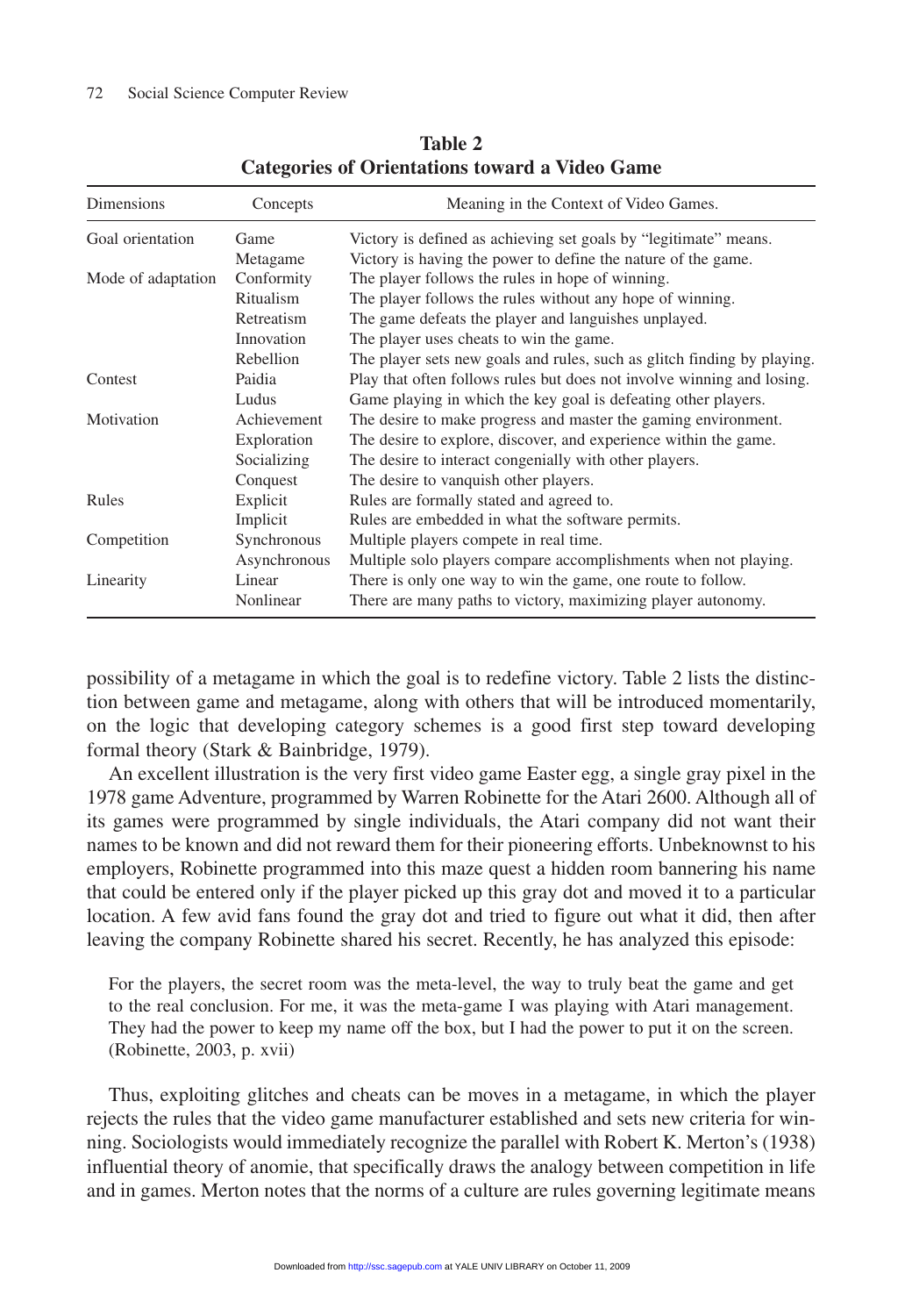**Table 2**
**Categories of Orientations toward a Video Game**

| Dimensions | Concepts | Meaning in the Context of Video Games. |
|---|---|---|
| Goal orientation | Game | Victory is defined as achieving set goals by "legitimate" means. |
| | Metagame | Victory is having the power to define the nature of the game. |
| Mode of adaptation | Conformity | The player follows the rules in hope of winning. |
| | Ritualism | The player follows the rules without any hope of winning. |
| | Retreatism | The game defeats the player and languishes unplayed. |
| | Innovation | The player uses cheats to win the game. |
| | Rebellion | The player sets new goals and rules, such as glitch finding by playing. |
| Contest | Paidia | Play that often follows rules but does not involve winning and losing. |
| | Ludus | Game playing in which the key goal is defeating other players. |
| Motivation | Achievement | The desire to make progress and master the gaming environment. |
| | Exploration | The desire to explore, discover, and experience within the game. |
| | Socializing | The desire to interact congenially with other players. |
| | Conquest | The desire to vanquish other players. |
| Rules | Explicit | Rules are formally stated and agreed to. |
| | Implicit | Rules are embedded in what the software permits. |
| Competition | Synchronous | Multiple players compete in real time. |
| | Asynchronous | Multiple solo players compare accomplishments when not playing. |
| Linearity | Linear | There is only one way to win the game, one route to follow. |
| | Nonlinear | There are many paths to victory, maximizing player autonomy. |

possibility of a metagame in which the goal is to redefine victory. Table 2 lists the distinction between game and metagame, along with others that will be introduced momentarily, on the logic that developing category schemes is a good first step toward developing formal theory (Stark & Bainbridge, 1979).

An excellent illustration is the very first video game Easter egg, a single gray pixel in the 1978 game Adventure, programmed by Warren Robinette for the Atari 2600. Although all of its games were programmed by single individuals, the Atari company did not want their names to be known and did not reward them for their pioneering efforts. Unbeknownst to his employers, Robinette programmed into this maze quest a hidden room bannering his name that could be entered only if the player picked up this gray dot and moved it to a particular location. A few avid fans found the gray dot and tried to figure out what it did, then after leaving the company Robinette shared his secret. Recently, he has analyzed this episode:

> For the players, the secret room was the meta-level, the way to truly beat the game and get to the real conclusion. For me, it was the meta-game I was playing with Atari management. They had the power to keep my name off the box, but I had the power to put it on the screen. (Robinette, 2003, p. xvii)

Thus, exploiting glitches and cheats can be moves in a metagame, in which the player rejects the rules that the video game manufacturer established and sets new criteria for winning. Sociologists would immediately recognize the parallel with Robert K. Merton's (1938) influential theory of anomie, that specifically draws the analogy between competition in life and in games. Merton notes that the norms of a culture are rules governing legitimate means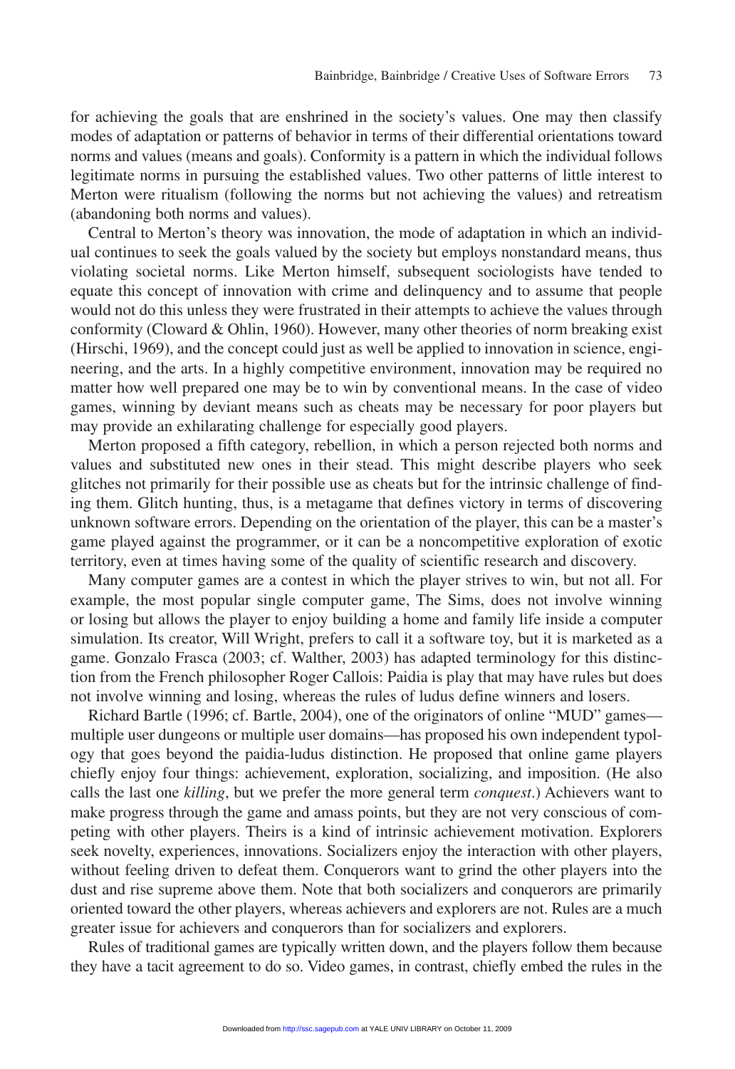for achieving the goals that are enshrined in the society's values. One may then classify modes of adaptation or patterns of behavior in terms of their differential orientations toward norms and values (means and goals). Conformity is a pattern in which the individual follows legitimate norms in pursuing the established values. Two other patterns of little interest to Merton were ritualism (following the norms but not achieving the values) and retreatism (abandoning both norms and values).

Central to Merton's theory was innovation, the mode of adaptation in which an individual continues to seek the goals valued by the society but employs nonstandard means, thus violating societal norms. Like Merton himself, subsequent sociologists have tended to equate this concept of innovation with crime and delinquency and to assume that people would not do this unless they were frustrated in their attempts to achieve the values through conformity (Cloward & Ohlin, 1960). However, many other theories of norm breaking exist (Hirschi, 1969), and the concept could just as well be applied to innovation in science, engineering, and the arts. In a highly competitive environment, innovation may be required no matter how well prepared one may be to win by conventional means. In the case of video games, winning by deviant means such as cheats may be necessary for poor players but may provide an exhilarating challenge for especially good players.

Merton proposed a fifth category, rebellion, in which a person rejected both norms and values and substituted new ones in their stead. This might describe players who seek glitches not primarily for their possible use as cheats but for the intrinsic challenge of finding them. Glitch hunting, thus, is a metagame that defines victory in terms of discovering unknown software errors. Depending on the orientation of the player, this can be a master's game played against the programmer, or it can be a noncompetitive exploration of exotic territory, even at times having some of the quality of scientific research and discovery.

Many computer games are a contest in which the player strives to win, but not all. For example, the most popular single computer game, The Sims, does not involve winning or losing but allows the player to enjoy building a home and family life inside a computer simulation. Its creator, Will Wright, prefers to call it a software toy, but it is marketed as a game. Gonzalo Frasca (2003; cf. Walther, 2003) has adapted terminology for this distinction from the French philosopher Roger Callois: Paidia is play that may have rules but does not involve winning and losing, whereas the rules of ludus define winners and losers.

Richard Bartle (1996; cf. Bartle, 2004), one of the originators of online "MUD" games—multiple user dungeons or multiple user domains—has proposed his own independent typology that goes beyond the paidia-ludus distinction. He proposed that online game players chiefly enjoy four things: achievement, exploration, socializing, and imposition. (He also calls the last one *killing*, but we prefer the more general term *conquest*.) Achievers want to make progress through the game and amass points, but they are not very conscious of competing with other players. Theirs is a kind of intrinsic achievement motivation. Explorers seek novelty, experiences, innovations. Socializers enjoy the interaction with other players, without feeling driven to defeat them. Conquerors want to grind the other players into the dust and rise supreme above them. Note that both socializers and conquerors are primarily oriented toward the other players, whereas achievers and explorers are not. Rules are a much greater issue for achievers and conquerors than for socializers and explorers.

Rules of traditional games are typically written down, and the players follow them because they have a tacit agreement to do so. Video games, in contrast, chiefly embed the rules in the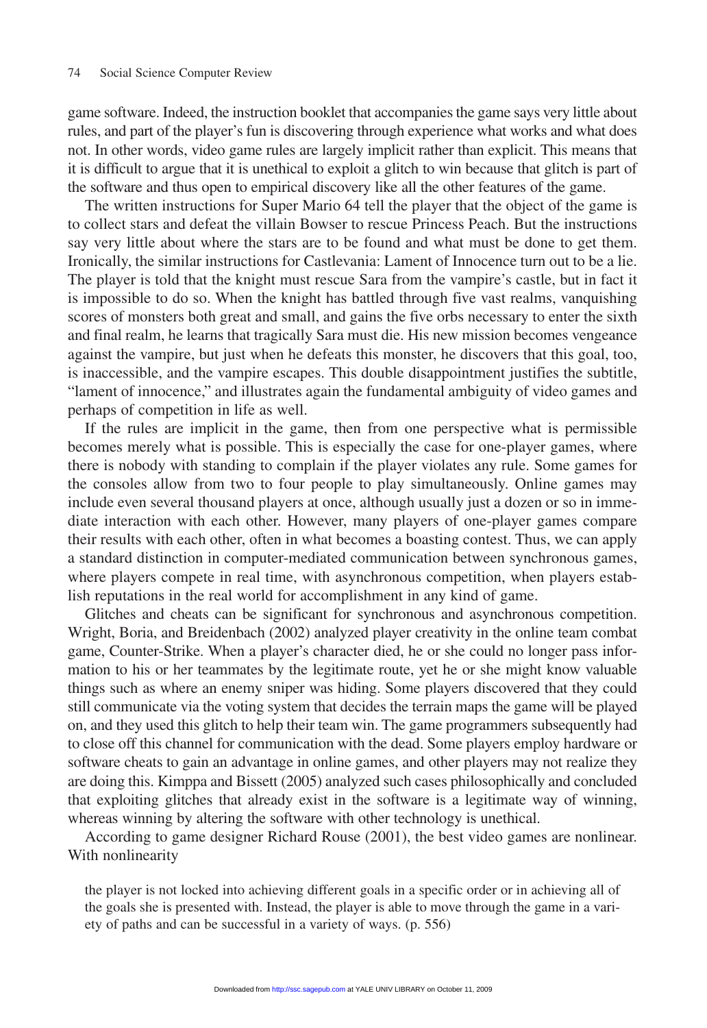game software. Indeed, the instruction booklet that accompanies the game says very little about rules, and part of the player's fun is discovering through experience what works and what does not. In other words, video game rules are largely implicit rather than explicit. This means that it is difficult to argue that it is unethical to exploit a glitch to win because that glitch is part of the software and thus open to empirical discovery like all the other features of the game.

The written instructions for Super Mario 64 tell the player that the object of the game is to collect stars and defeat the villain Bowser to rescue Princess Peach. But the instructions say very little about where the stars are to be found and what must be done to get them. Ironically, the similar instructions for Castlevania: Lament of Innocence turn out to be a lie. The player is told that the knight must rescue Sara from the vampire's castle, but in fact it is impossible to do so. When the knight has battled through five vast realms, vanquishing scores of monsters both great and small, and gains the five orbs necessary to enter the sixth and final realm, he learns that tragically Sara must die. His new mission becomes vengeance against the vampire, but just when he defeats this monster, he discovers that this goal, too, is inaccessible, and the vampire escapes. This double disappointment justifies the subtitle, "lament of innocence," and illustrates again the fundamental ambiguity of video games and perhaps of competition in life as well.

If the rules are implicit in the game, then from one perspective what is permissible becomes merely what is possible. This is especially the case for one-player games, where there is nobody with standing to complain if the player violates any rule. Some games for the consoles allow from two to four people to play simultaneously. Online games may include even several thousand players at once, although usually just a dozen or so in immediate interaction with each other. However, many players of one-player games compare their results with each other, often in what becomes a boasting contest. Thus, we can apply a standard distinction in computer-mediated communication between synchronous games, where players compete in real time, with asynchronous competition, when players establish reputations in the real world for accomplishment in any kind of game.

Glitches and cheats can be significant for synchronous and asynchronous competition. Wright, Boria, and Breidenbach (2002) analyzed player creativity in the online team combat game, Counter-Strike. When a player's character died, he or she could no longer pass information to his or her teammates by the legitimate route, yet he or she might know valuable things such as where an enemy sniper was hiding. Some players discovered that they could still communicate via the voting system that decides the terrain maps the game will be played on, and they used this glitch to help their team win. The game programmers subsequently had to close off this channel for communication with the dead. Some players employ hardware or software cheats to gain an advantage in online games, and other players may not realize they are doing this. Kimppa and Bissett (2005) analyzed such cases philosophically and concluded that exploiting glitches that already exist in the software is a legitimate way of winning, whereas winning by altering the software with other technology is unethical.

According to game designer Richard Rouse (2001), the best video games are nonlinear. With nonlinearity

> the player is not locked into achieving different goals in a specific order or in achieving all of the goals she is presented with. Instead, the player is able to move through the game in a variety of paths and can be successful in a variety of ways. (p. 556)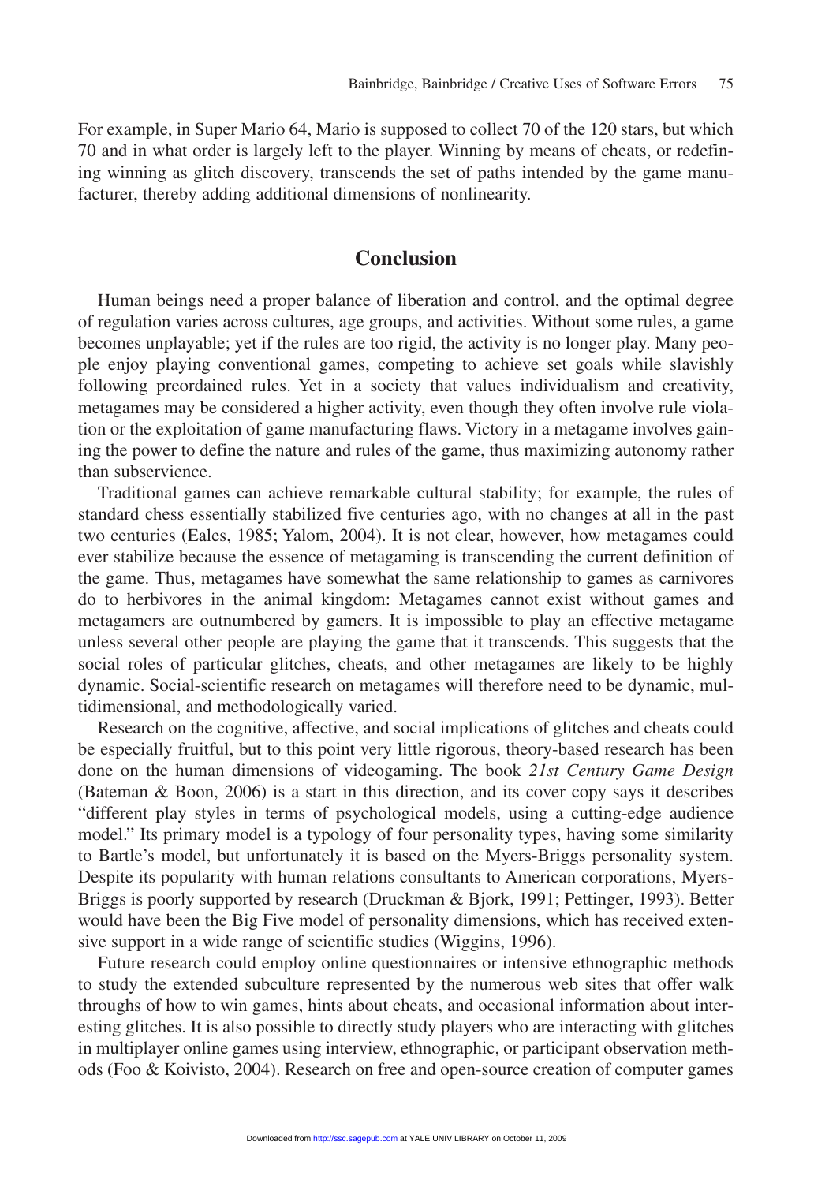For example, in Super Mario 64, Mario is supposed to collect 70 of the 120 stars, but which 70 and in what order is largely left to the player. Winning by means of cheats, or redefining winning as glitch discovery, transcends the set of paths intended by the game manufacturer, thereby adding additional dimensions of nonlinearity.

## Conclusion

Human beings need a proper balance of liberation and control, and the optimal degree of regulation varies across cultures, age groups, and activities. Without some rules, a game becomes unplayable; yet if the rules are too rigid, the activity is no longer play. Many people enjoy playing conventional games, competing to achieve set goals while slavishly following preordained rules. Yet in a society that values individualism and creativity, metagames may be considered a higher activity, even though they often involve rule violation or the exploitation of game manufacturing flaws. Victory in a metagame involves gaining the power to define the nature and rules of the game, thus maximizing autonomy rather than subservience.

Traditional games can achieve remarkable cultural stability; for example, the rules of standard chess essentially stabilized five centuries ago, with no changes at all in the past two centuries (Eales, 1985; Yalom, 2004). It is not clear, however, how metagames could ever stabilize because the essence of metagaming is transcending the current definition of the game. Thus, metagames have somewhat the same relationship to games as carnivores do to herbivores in the animal kingdom: Metagames cannot exist without games and metagamers are outnumbered by gamers. It is impossible to play an effective metagame unless several other people are playing the game that it transcends. This suggests that the social roles of particular glitches, cheats, and other metagames are likely to be highly dynamic. Social-scientific research on metagames will therefore need to be dynamic, multidimensional, and methodologically varied.

Research on the cognitive, affective, and social implications of glitches and cheats could be especially fruitful, but to this point very little rigorous, theory-based research has been done on the human dimensions of videogaming. The book *21st Century Game Design* (Bateman & Boon, 2006) is a start in this direction, and its cover copy says it describes "different play styles in terms of psychological models, using a cutting-edge audience model." Its primary model is a typology of four personality types, having some similarity to Bartle's model, but unfortunately it is based on the Myers-Briggs personality system. Despite its popularity with human relations consultants to American corporations, Myers-Briggs is poorly supported by research (Druckman & Bjork, 1991; Pettinger, 1993). Better would have been the Big Five model of personality dimensions, which has received extensive support in a wide range of scientific studies (Wiggins, 1996).

Future research could employ online questionnaires or intensive ethnographic methods to study the extended subculture represented by the numerous web sites that offer walk throughs of how to win games, hints about cheats, and occasional information about interesting glitches. It is also possible to directly study players who are interacting with glitches in multiplayer online games using interview, ethnographic, or participant observation methods (Foo & Koivisto, 2004). Research on free and open-source creation of computer games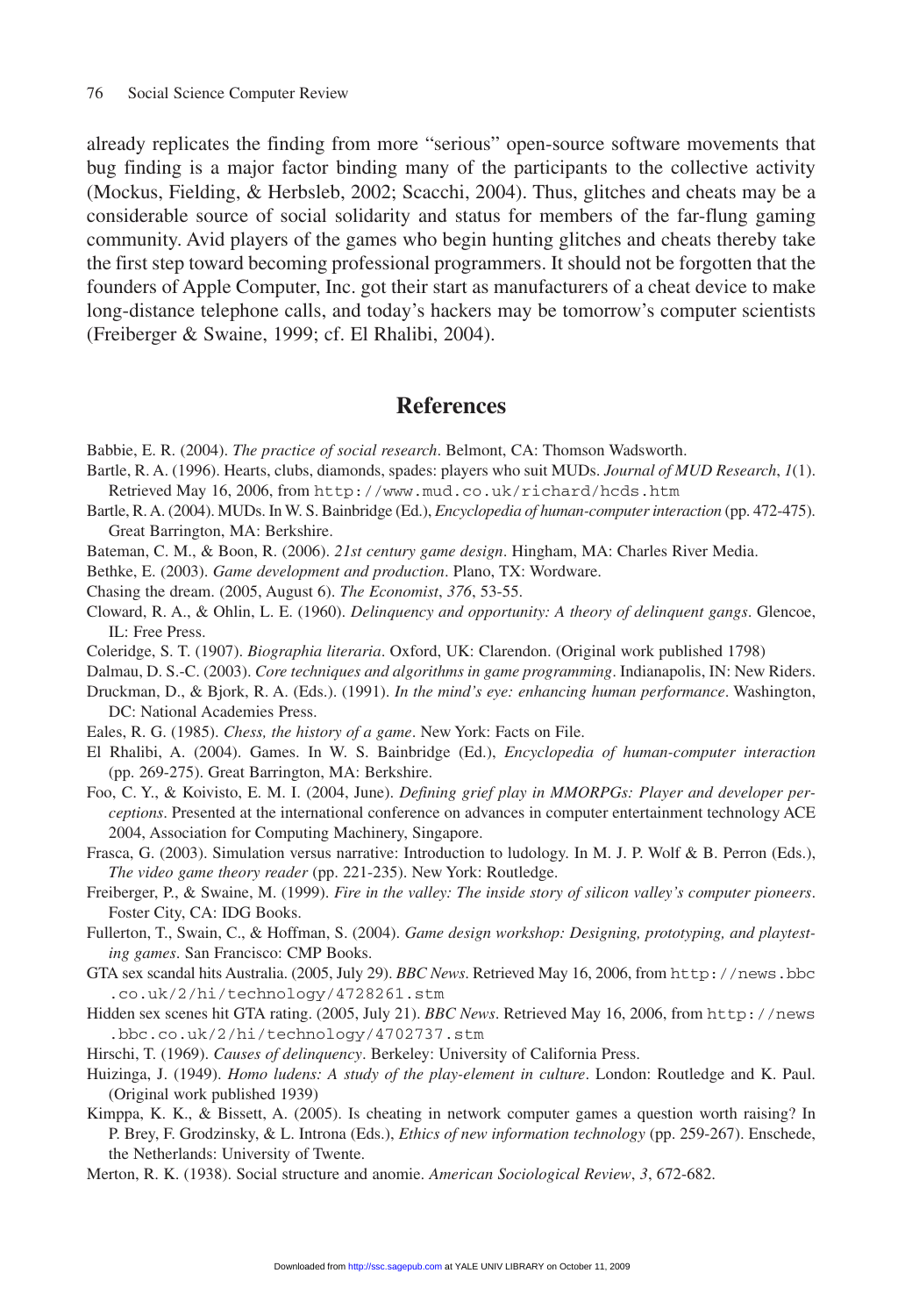already replicates the finding from more "serious" open-source software movements that bug finding is a major factor binding many of the participants to the collective activity (Mockus, Fielding, & Herbsleb, 2002; Scacchi, 2004). Thus, glitches and cheats may be a considerable source of social solidarity and status for members of the far-flung gaming community. Avid players of the games who begin hunting glitches and cheats thereby take the first step toward becoming professional programmers. It should not be forgotten that the founders of Apple Computer, Inc. got their start as manufacturers of a cheat device to make long-distance telephone calls, and today's hackers may be tomorrow's computer scientists (Freiberger & Swaine, 1999; cf. El Rhalibi, 2004).

## References

Babbie, E. R. (2004). *The practice of social research*. Belmont, CA: Thomson Wadsworth.

Bartle, R. A. (1996). Hearts, clubs, diamonds, spades: players who suit MUDs. *Journal of MUD Research*, *1*(1). Retrieved May 16, 2006, from http://www.mud.co.uk/richard/hcds.htm

Bartle, R. A. (2004). MUDs. In W. S. Bainbridge (Ed.), *Encyclopedia of human-computer interaction* (pp. 472-475). Great Barrington, MA: Berkshire.

Bateman, C. M., & Boon, R. (2006). *21st century game design*. Hingham, MA: Charles River Media.

Bethke, E. (2003). *Game development and production*. Plano, TX: Wordware.

Chasing the dream. (2005, August 6). *The Economist*, *376*, 53-55.

Cloward, R. A., & Ohlin, L. E. (1960). *Delinquency and opportunity: A theory of delinquent gangs*. Glencoe, IL: Free Press.

Coleridge, S. T. (1907). *Biographia literaria*. Oxford, UK: Clarendon. (Original work published 1798)

Dalmau, D. S.-C. (2003). *Core techniques and algorithms in game programming*. Indianapolis, IN: New Riders.

Druckman, D., & Bjork, R. A. (Eds.). (1991). *In the mind's eye: enhancing human performance*. Washington, DC: National Academies Press.

Eales, R. G. (1985). *Chess, the history of a game*. New York: Facts on File.

El Rhalibi, A. (2004). Games. In W. S. Bainbridge (Ed.), *Encyclopedia of human-computer interaction* (pp. 269-275). Great Barrington, MA: Berkshire.

Foo, C. Y., & Koivisto, E. M. I. (2004, June). *Defining grief play in MMORPGs: Player and developer perceptions*. Presented at the international conference on advances in computer entertainment technology ACE 2004, Association for Computing Machinery, Singapore.

Frasca, G. (2003). Simulation versus narrative: Introduction to ludology. In M. J. P. Wolf & B. Perron (Eds.), *The video game theory reader* (pp. 221-235). New York: Routledge.

Freiberger, P., & Swaine, M. (1999). *Fire in the valley: The inside story of silicon valley's computer pioneers*. Foster City, CA: IDG Books.

Fullerton, T., Swain, C., & Hoffman, S. (2004). *Game design workshop: Designing, prototyping, and playtesting games*. San Francisco: CMP Books.

GTA sex scandal hits Australia. (2005, July 29). *BBC News*. Retrieved May 16, 2006, from http://news.bbc.co.uk/2/hi/technology/4728261.stm

Hidden sex scenes hit GTA rating. (2005, July 21). *BBC News*. Retrieved May 16, 2006, from http://news.bbc.co.uk/2/hi/technology/4702737.stm

Hirschi, T. (1969). *Causes of delinquency*. Berkeley: University of California Press.

Huizinga, J. (1949). *Homo ludens: A study of the play-element in culture*. London: Routledge and K. Paul. (Original work published 1939)

Kimppa, K. K., & Bissett, A. (2005). Is cheating in network computer games a question worth raising? In P. Brey, F. Grodzinsky, & L. Introna (Eds.), *Ethics of new information technology* (pp. 259-267). Enschede, the Netherlands: University of Twente.

Merton, R. K. (1938). Social structure and anomie. *American Sociological Review*, *3*, 672-682.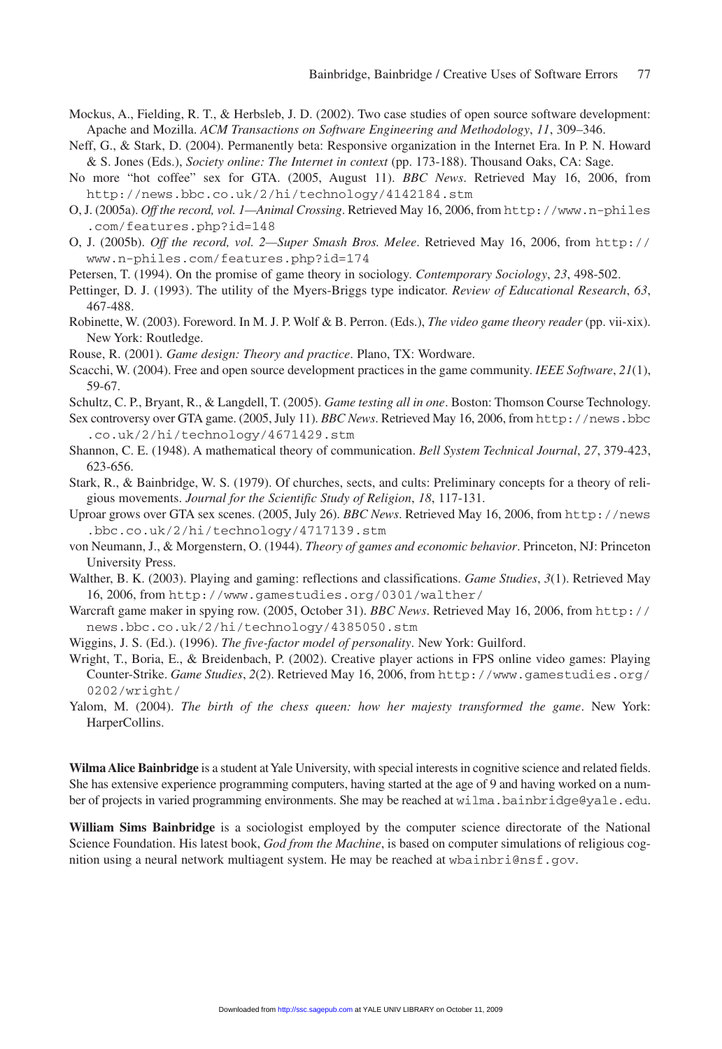Mockus, A., Fielding, R. T., & Herbsleb, J. D. (2002). Two case studies of open source software development: Apache and Mozilla. *ACM Transactions on Software Engineering and Methodology*, *11*, 309–346.

Neff, G., & Stark, D. (2004). Permanently beta: Responsive organization in the Internet Era. In P. N. Howard & S. Jones (Eds.), *Society online: The Internet in context* (pp. 173-188). Thousand Oaks, CA: Sage.

No more "hot coffee" sex for GTA. (2005, August 11). *BBC News*. Retrieved May 16, 2006, from http://news.bbc.co.uk/2/hi/technology/4142184.stm

O, J. (2005a). *Off the record, vol. 1—Animal Crossing*. Retrieved May 16, 2006, from http://www.n-philes.com/features.php?id=148

O, J. (2005b). *Off the record, vol. 2—Super Smash Bros. Melee*. Retrieved May 16, 2006, from http://www.n-philes.com/features.php?id=174

Petersen, T. (1994). On the promise of game theory in sociology. *Contemporary Sociology*, *23*, 498-502.

Pettinger, D. J. (1993). The utility of the Myers-Briggs type indicator. *Review of Educational Research*, *63*, 467-488.

Robinette, W. (2003). Foreword. In M. J. P. Wolf & B. Perron. (Eds.), *The video game theory reader* (pp. vii-xix). New York: Routledge.

Rouse, R. (2001). *Game design: Theory and practice*. Plano, TX: Wordware.

Scacchi, W. (2004). Free and open source development practices in the game community. *IEEE Software*, *21*(1), 59-67.

Schultz, C. P., Bryant, R., & Langdell, T. (2005). *Game testing all in one*. Boston: Thomson Course Technology.

Sex controversy over GTA game. (2005, July 11). *BBC News*. Retrieved May 16, 2006, from http://news.bbc.co.uk/2/hi/technology/4671429.stm

Shannon, C. E. (1948). A mathematical theory of communication. *Bell System Technical Journal*, *27*, 379-423, 623-656.

Stark, R., & Bainbridge, W. S. (1979). Of churches, sects, and cults: Preliminary concepts for a theory of religious movements. *Journal for the Scientific Study of Religion*, *18*, 117-131.

Uproar grows over GTA sex scenes. (2005, July 26). *BBC News*. Retrieved May 16, 2006, from http://news.bbc.co.uk/2/hi/technology/4717139.stm

von Neumann, J., & Morgenstern, O. (1944). *Theory of games and economic behavior*. Princeton, NJ: Princeton University Press.

Walther, B. K. (2003). Playing and gaming: reflections and classifications. *Game Studies*, *3*(1). Retrieved May 16, 2006, from http://www.gamestudies.org/0301/walther/

Warcraft game maker in spying row. (2005, October 31). *BBC News*. Retrieved May 16, 2006, from http://news.bbc.co.uk/2/hi/technology/4385050.stm

Wiggins, J. S. (Ed.). (1996). *The five-factor model of personality*. New York: Guilford.

Wright, T., Boria, E., & Breidenbach, P. (2002). Creative player actions in FPS online video games: Playing Counter-Strike. *Game Studies*, *2*(2). Retrieved May 16, 2006, from http://www.gamestudies.org/0202/wright/

Yalom, M. (2004). *The birth of the chess queen: how her majesty transformed the game*. New York: HarperCollins.

**Wilma Alice Bainbridge** is a student at Yale University, with special interests in cognitive science and related fields. She has extensive experience programming computers, having started at the age of 9 and having worked on a number of projects in varied programming environments. She may be reached at wilma.bainbridge@yale.edu.

**William Sims Bainbridge** is a sociologist employed by the computer science directorate of the National Science Foundation. His latest book, *God from the Machine*, is based on computer simulations of religious cognition using a neural network multiagent system. He may be reached at wbainbri@nsf.gov.